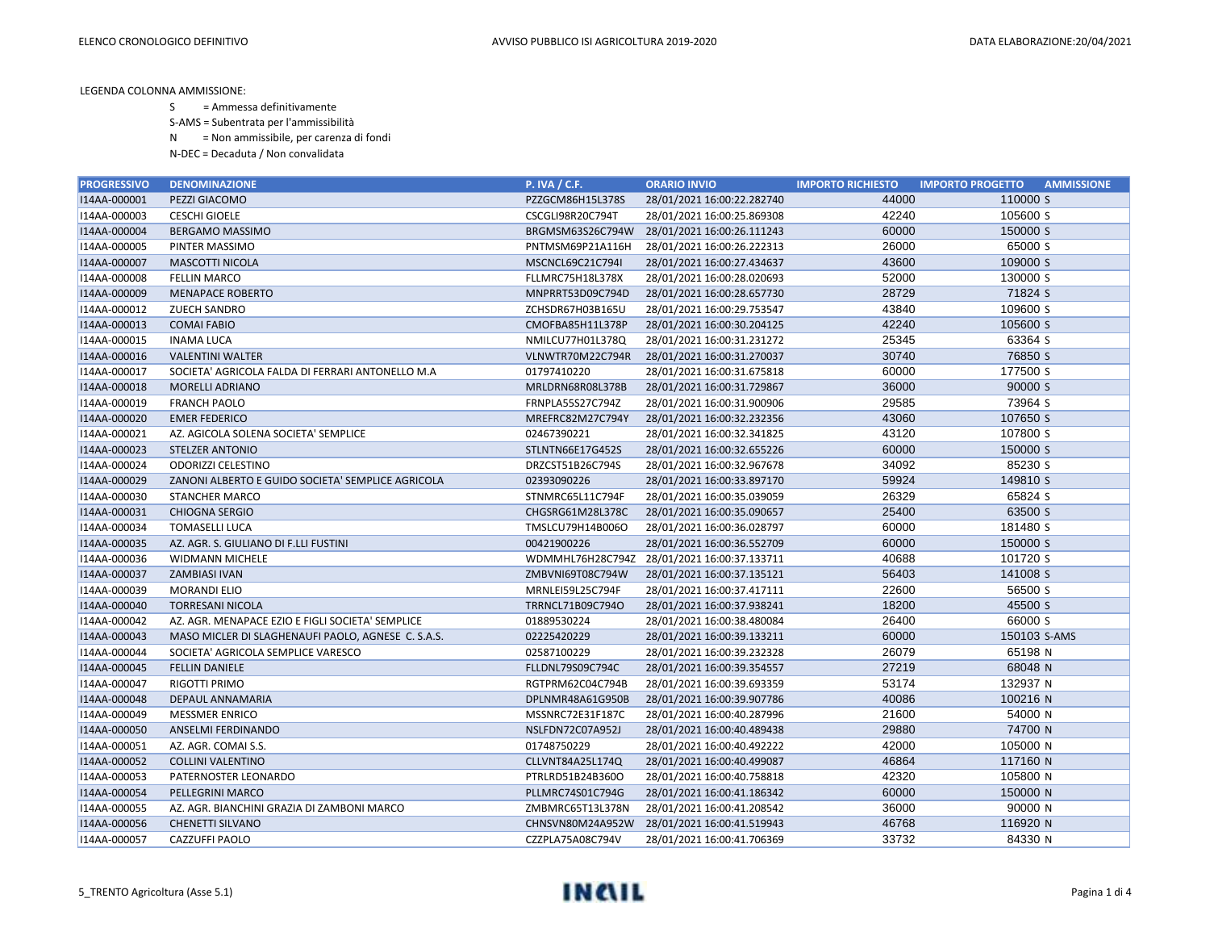LEGENDA COLONNA AMMISSIONE:

- S = Ammessa definitivamente
- S-AMS = Subentrata per l'ammissibilità
- N = Non ammissibile, per carenza di fondi
- N-DEC = Decaduta / Non convalidata

| PROGRESSIVO | DENOMINAZIONE | P. IVA / C.F. | ORARIO INVIO | IMPORTO RICHIESTO | IMPORTO PROGETTO | AMMISSIONE |
|---|---|---|---|---|---|---|
| I14AA-000001 | PEZZI GIACOMO | PZZGCM86H15L378S | 28/01/2021 16:00:22.282740 | 44000 | 110000 | S |
| I14AA-000003 | CESCHI GIOELE | CSCGLI98R20C794T | 28/01/2021 16:00:25.869308 | 42240 | 105600 | S |
| I14AA-000004 | BERGAMO MASSIMO | BRGMSM63S26C794W | 28/01/2021 16:00:26.111243 | 60000 | 150000 | S |
| I14AA-000005 | PINTER MASSIMO | PNTMSM69P21A116H | 28/01/2021 16:00:26.222313 | 26000 | 65000 | S |
| I14AA-000007 | MASCOTTI NICOLA | MSCNCL69C21C794I | 28/01/2021 16:00:27.434637 | 43600 | 109000 | S |
| I14AA-000008 | FELLIN MARCO | FLLMRC75H18L378X | 28/01/2021 16:00:28.020693 | 52000 | 130000 | S |
| I14AA-000009 | MENAPACE ROBERTO | MNPRRT53D09C794D | 28/01/2021 16:00:28.657730 | 28729 | 71824 | S |
| I14AA-000012 | ZUECH SANDRO | ZCHSDR67H03B165U | 28/01/2021 16:00:29.753547 | 43840 | 109600 | S |
| I14AA-000013 | COMAI FABIO | CMOFBA85H11L378P | 28/01/2021 16:00:30.204125 | 42240 | 105600 | S |
| I14AA-000015 | INAMA LUCA | NMILCU77H01L378Q | 28/01/2021 16:00:31.231272 | 25345 | 63364 | S |
| I14AA-000016 | VALENTINI WALTER | VLNWTR70M22C794R | 28/01/2021 16:00:31.270037 | 30740 | 76850 | S |
| I14AA-000017 | SOCIETA' AGRICOLA FALDA DI FERRARI ANTONELLO M.A | 01797410220 | 28/01/2021 16:00:31.675818 | 60000 | 177500 | S |
| I14AA-000018 | MORELLI ADRIANO | MRLDRN68R08L378B | 28/01/2021 16:00:31.729867 | 36000 | 90000 | S |
| I14AA-000019 | FRANCH PAOLO | FRNPLA55S27C794Z | 28/01/2021 16:00:31.900906 | 29585 | 73964 | S |
| I14AA-000020 | EMER FEDERICO | MREFRC82M27C794Y | 28/01/2021 16:00:32.232356 | 43060 | 107650 | S |
| I14AA-000021 | AZ. AGICOLA SOLENA SOCIETA' SEMPLICE | 02467390221 | 28/01/2021 16:00:32.341825 | 43120 | 107800 | S |
| I14AA-000023 | STELZER ANTONIO | STLNTN66E17G452S | 28/01/2021 16:00:32.655226 | 60000 | 150000 | S |
| I14AA-000024 | ODORIZZI CELESTINO | DRZCST51B26C794S | 28/01/2021 16:00:32.967678 | 34092 | 85230 | S |
| I14AA-000029 | ZANONI ALBERTO E GUIDO SOCIETA' SEMPLICE AGRICOLA | 02393090226 | 28/01/2021 16:00:33.897170 | 59924 | 149810 | S |
| I14AA-000030 | STANCHER MARCO | STNMRC65L11C794F | 28/01/2021 16:00:35.039059 | 26329 | 65824 | S |
| I14AA-000031 | CHIOGNA SERGIO | CHGSRG61M28L378C | 28/01/2021 16:00:35.090657 | 25400 | 63500 | S |
| I14AA-000034 | TOMASELLI LUCA | TMSLCU79H14B006O | 28/01/2021 16:00:36.028797 | 60000 | 181480 | S |
| I14AA-000035 | AZ. AGR. S. GIULIANO DI F.LLI FUSTINI | 00421900226 | 28/01/2021 16:00:36.552709 | 60000 | 150000 | S |
| I14AA-000036 | WIDMANN MICHELE | WDMMHL76H28C794Z | 28/01/2021 16:00:37.133711 | 40688 | 101720 | S |
| I14AA-000037 | ZAMBIASI IVAN | ZMBVNI69T08C794W | 28/01/2021 16:00:37.135121 | 56403 | 141008 | S |
| I14AA-000039 | MORANDI ELIO | MRNLEI59L25C794F | 28/01/2021 16:00:37.417111 | 22600 | 56500 | S |
| I14AA-000040 | TORRESANI NICOLA | TRRNCL71B09C794O | 28/01/2021 16:00:37.938241 | 18200 | 45500 | S |
| I14AA-000042 | AZ. AGR. MENAPACE EZIO E FIGLI SOCIETA' SEMPLICE | 01889530224 | 28/01/2021 16:00:38.480084 | 26400 | 66000 | S |
| I14AA-000043 | MASO MICLER DI SLAGHENAUFI PAOLO, AGNESE C. S.A.S. | 02225420229 | 28/01/2021 16:00:39.133211 | 60000 | 150103 | S-AMS |
| I14AA-000044 | SOCIETA' AGRICOLA SEMPLICE VARESCO | 02587100229 | 28/01/2021 16:00:39.232328 | 26079 | 65198 | N |
| I14AA-000045 | FELLIN DANIELE | FLLDNL79S09C794C | 28/01/2021 16:00:39.354557 | 27219 | 68048 | N |
| I14AA-000047 | RIGOTTI PRIMO | RGTPRM62C04C794B | 28/01/2021 16:00:39.693359 | 53174 | 132937 | N |
| I14AA-000048 | DEPAUL ANNAMARIA | DPLNMR48A61G950B | 28/01/2021 16:00:39.907786 | 40086 | 100216 | N |
| I14AA-000049 | MESSMER ENRICO | MSSNRC72E31F187C | 28/01/2021 16:00:40.287996 | 21600 | 54000 | N |
| I14AA-000050 | ANSELMI FERDINANDO | NSLFDN72C07A952J | 28/01/2021 16:00:40.489438 | 29880 | 74700 | N |
| I14AA-000051 | AZ. AGR. COMAI S.S. | 01748750229 | 28/01/2021 16:00:40.492222 | 42000 | 105000 | N |
| I14AA-000052 | COLLINI VALENTINO | CLLVNT84A25L174Q | 28/01/2021 16:00:40.499087 | 46864 | 117160 | N |
| I14AA-000053 | PATERNOSTER LEONARDO | PTRLRD51B24B360O | 28/01/2021 16:00:40.758818 | 42320 | 105800 | N |
| I14AA-000054 | PELLEGRINI MARCO | PLLMRC74S01C794G | 28/01/2021 16:00:41.186342 | 60000 | 150000 | N |
| I14AA-000055 | AZ. AGR. BIANCHINI GRAZIA DI ZAMBONI MARCO | ZMBMRC65T13L378N | 28/01/2021 16:00:41.208542 | 36000 | 90000 | N |
| I14AA-000056 | CHENETTI SILVANO | CHNSVN80M24A952W | 28/01/2021 16:00:41.519943 | 46768 | 116920 | N |
| I14AA-000057 | CAZZUFFI PAOLO | CZZPLA75A08C794V | 28/01/2021 16:00:41.706369 | 33732 | 84330 | N |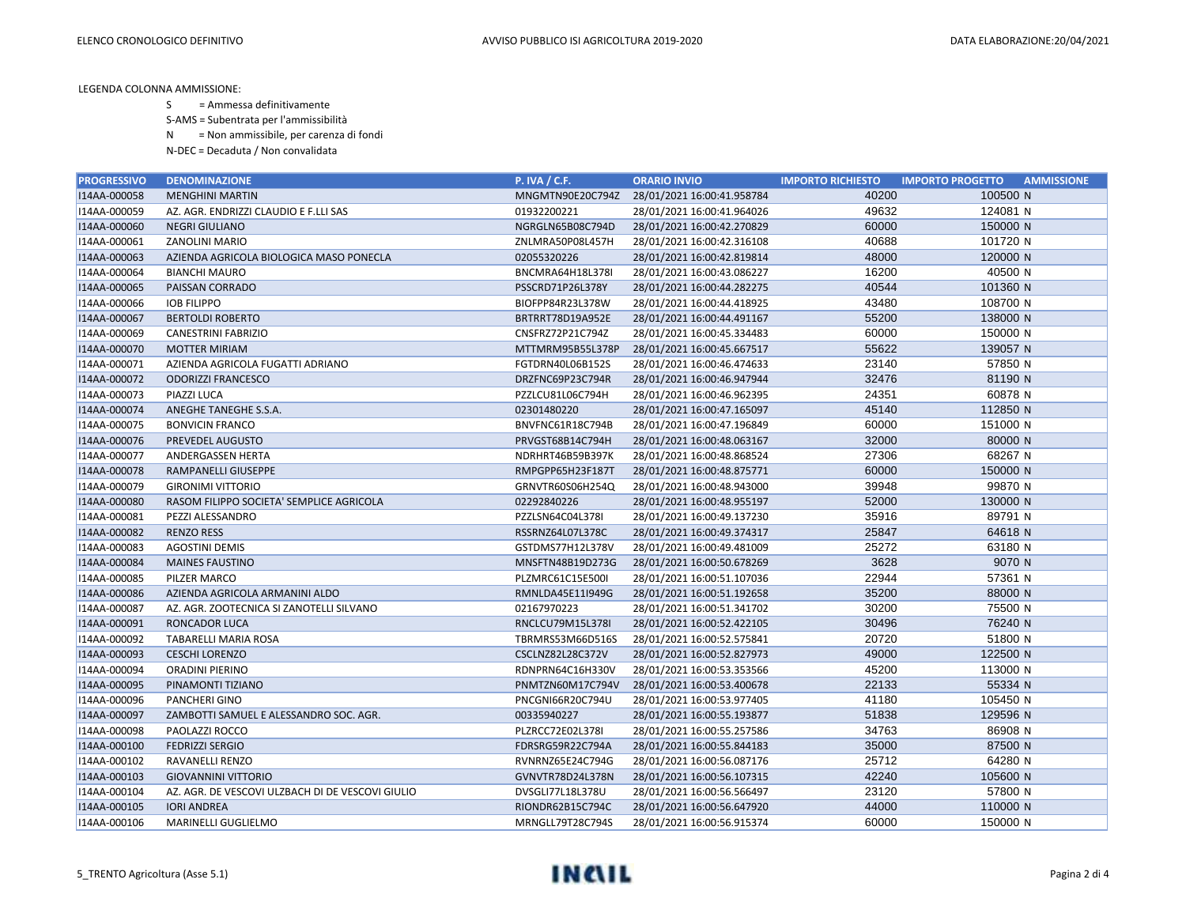LEGENDA COLONNA AMMISSIONE:

S = Ammessa definitivamente

S-AMS = Subentrata per l'ammissibilità

N = Non ammissibile, per carenza di fondi

N-DEC = Decaduta / Non convalidata

| PROGRESSIVO | DENOMINAZIONE | P. IVA / C.F. | ORARIO INVIO | IMPORTO RICHIESTO | IMPORTO PROGETTO | AMMISSIONE |
|---|---|---|---|---|---|---|
| I14AA-000058 | MENGHINI MARTIN | MNGMTN90E20C794Z | 28/01/2021 16:00:41.958784 | 40200 | 100500 | N |
| I14AA-000059 | AZ. AGR. ENDRIZZI CLAUDIO E F.LLI SAS | 01932200221 | 28/01/2021 16:00:41.964026 | 49632 | 124081 | N |
| I14AA-000060 | NEGRI GIULIANO | NGRGLN65B08C794D | 28/01/2021 16:00:42.270829 | 60000 | 150000 | N |
| I14AA-000061 | ZANOLINI MARIO | ZNLMRA50P08L457H | 28/01/2021 16:00:42.316108 | 40688 | 101720 | N |
| I14AA-000063 | AZIENDA AGRICOLA BIOLOGICA MASO PONECLA | 02055320226 | 28/01/2021 16:00:42.819814 | 48000 | 120000 | N |
| I14AA-000064 | BIANCHI MAURO | BNCMRA64H18L378I | 28/01/2021 16:00:43.086227 | 16200 | 40500 | N |
| I14AA-000065 | PAISSAN CORRADO | PSSCRD71P26L378Y | 28/01/2021 16:00:44.282275 | 40544 | 101360 | N |
| I14AA-000066 | IOB FILIPPO | BIOFPP84R23L378W | 28/01/2021 16:00:44.418925 | 43480 | 108700 | N |
| I14AA-000067 | BERTOLDI ROBERTO | BRTRRT78D19A952E | 28/01/2021 16:00:44.491167 | 55200 | 138000 | N |
| I14AA-000069 | CANESTRINI FABRIZIO | CNSFRZ72P21C794Z | 28/01/2021 16:00:45.334483 | 60000 | 150000 | N |
| I14AA-000070 | MOTTER MIRIAM | MTTMRM95B55L378P | 28/01/2021 16:00:45.667517 | 55622 | 139057 | N |
| I14AA-000071 | AZIENDA AGRICOLA FUGATTI ADRIANO | FGTDRN40L06B152S | 28/01/2021 16:00:46.474633 | 23140 | 57850 | N |
| I14AA-000072 | ODORIZZI FRANCESCO | DRZFNC69P23C794R | 28/01/2021 16:00:46.947944 | 32476 | 81190 | N |
| I14AA-000073 | PIAZZI LUCA | PZZLCU81L06C794H | 28/01/2021 16:00:46.962395 | 24351 | 60878 | N |
| I14AA-000074 | ANEGHE TANEGHE S.S.A. | 02301480220 | 28/01/2021 16:00:47.165097 | 45140 | 112850 | N |
| I14AA-000075 | BONVICIN FRANCO | BNVFNC61R18C794B | 28/01/2021 16:00:47.196849 | 60000 | 151000 | N |
| I14AA-000076 | PREVEDEL AUGUSTO | PRVGST68B14C794H | 28/01/2021 16:00:48.063167 | 32000 | 80000 | N |
| I14AA-000077 | ANDERGASSEN HERTA | NDRHRT46B59B397K | 28/01/2021 16:00:48.868524 | 27306 | 68267 | N |
| I14AA-000078 | RAMPANELLI GIUSEPPE | RMPGPP65H23F187T | 28/01/2021 16:00:48.875771 | 60000 | 150000 | N |
| I14AA-000079 | GIRONIMI VITTORIO | GRNVTR60S06H254Q | 28/01/2021 16:00:48.943000 | 39948 | 99870 | N |
| I14AA-000080 | RASOM FILIPPO SOCIETA' SEMPLICE AGRICOLA | 02292840226 | 28/01/2021 16:00:48.955197 | 52000 | 130000 | N |
| I14AA-000081 | PEZZI ALESSANDRO | PZZLSN64C04L378I | 28/01/2021 16:00:49.137230 | 35916 | 89791 | N |
| I14AA-000082 | RENZO RESS | RSSRNZ64L07L378C | 28/01/2021 16:00:49.374317 | 25847 | 64618 | N |
| I14AA-000083 | AGOSTINI DEMIS | GSTDMS77H12L378V | 28/01/2021 16:00:49.481009 | 25272 | 63180 | N |
| I14AA-000084 | MAINES FAUSTINO | MNSFTN48B19D273G | 28/01/2021 16:00:50.678269 | 3628 | 9070 | N |
| I14AA-000085 | PILZER MARCO | PLZMRC61C15E500I | 28/01/2021 16:00:51.107036 | 22944 | 57361 | N |
| I14AA-000086 | AZIENDA AGRICOLA ARMANINI ALDO | RMNLDA45E11I949G | 28/01/2021 16:00:51.192658 | 35200 | 88000 | N |
| I14AA-000087 | AZ. AGR. ZOOTECNICA SI ZANOTELLI SILVANO | 02167970223 | 28/01/2021 16:00:51.341702 | 30200 | 75500 | N |
| I14AA-000091 | RONCADOR LUCA | RNCLCU79M15L378I | 28/01/2021 16:00:52.422105 | 30496 | 76240 | N |
| I14AA-000092 | TABARELLI MARIA ROSA | TBRMRS53M66D516S | 28/01/2021 16:00:52.575841 | 20720 | 51800 | N |
| I14AA-000093 | CESCHI LORENZO | CSCLNZ82L28C372V | 28/01/2021 16:00:52.827973 | 49000 | 122500 | N |
| I14AA-000094 | ORADINI PIERINO | RDNPRN64C16H330V | 28/01/2021 16:00:53.353566 | 45200 | 113000 | N |
| I14AA-000095 | PINAMONTI TIZIANO | PNMTZN60M17C794V | 28/01/2021 16:00:53.400678 | 22133 | 55334 | N |
| I14AA-000096 | PANCHERI GINO | PNCGNI66R20C794U | 28/01/2021 16:00:53.977405 | 41180 | 105450 | N |
| I14AA-000097 | ZAMBOTTI SAMUEL E ALESSANDRO SOC. AGR. | 00335940227 | 28/01/2021 16:00:55.193877 | 51838 | 129596 | N |
| I14AA-000098 | PAOLAZZI ROCCO | PLZRCC72E02L378I | 28/01/2021 16:00:55.257586 | 34763 | 86908 | N |
| I14AA-000100 | FEDRIZZI SERGIO | FDRSRG59R22C794A | 28/01/2021 16:00:55.844183 | 35000 | 87500 | N |
| I14AA-000102 | RAVANELLI RENZO | RVNRNZ65E24C794G | 28/01/2021 16:00:56.087176 | 25712 | 64280 | N |
| I14AA-000103 | GIOVANNINI VITTORIO | GVNVTR78D24L378N | 28/01/2021 16:00:56.107315 | 42240 | 105600 | N |
| I14AA-000104 | AZ. AGR. DE VESCOVI ULZBACH DI DE VESCOVI GIULIO | DVSGLI77L18L378U | 28/01/2021 16:00:56.566497 | 23120 | 57800 | N |
| I14AA-000105 | IORI ANDREA | RIONDR62B15C794C | 28/01/2021 16:00:56.647920 | 44000 | 110000 | N |
| I14AA-000106 | MARINELLI GUGLIELMO | MRNGLL79T28C794S | 28/01/2021 16:00:56.915374 | 60000 | 150000 | N |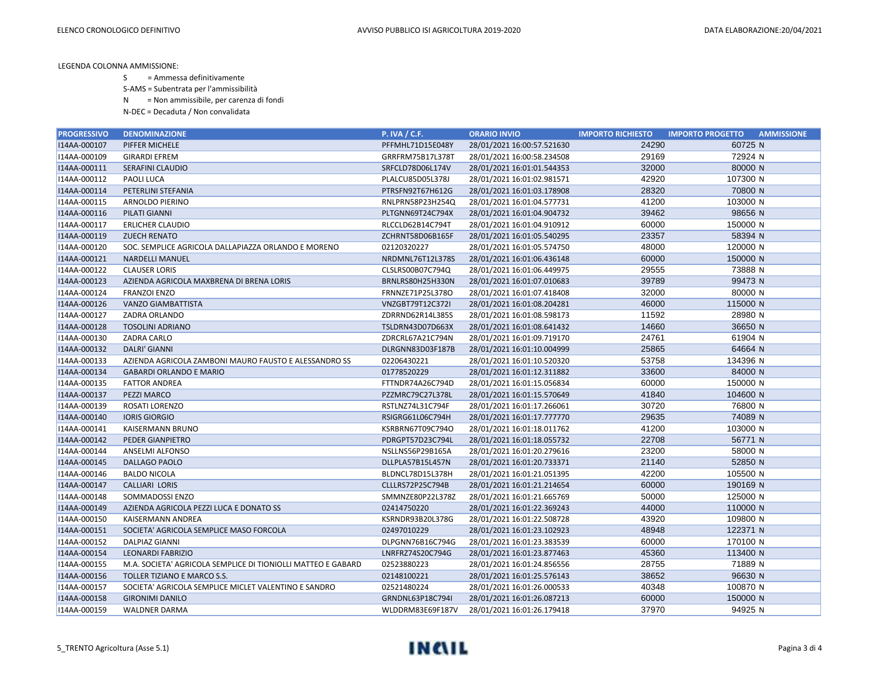LEGENDA COLONNA AMMISSIONE:

S = Ammessa definitivamente

S-AMS = Subentrata per l'ammissibilità

N = Non ammissibile, per carenza di fondi

N-DEC = Decaduta / Non convalidata

| PROGRESSIVO | DENOMINAZIONE | P. IVA / C.F. | ORARIO INVIO | IMPORTO RICHIESTO | IMPORTO PROGETTO | AMMISSIONE |
|---|---|---|---|---|---|---|
| I14AA-000107 | PIFFER MICHELE | PFFMHL71D15E048Y | 28/01/2021 16:00:57.521630 | 24290 | 60725 | N |
| I14AA-000109 | GIRARDI EFREM | GRRFRM75B17L378T | 28/01/2021 16:00:58.234508 | 29169 | 72924 | N |
| I14AA-000111 | SERAFINI CLAUDIO | SRFCLD78D06L174V | 28/01/2021 16:01:01.544353 | 32000 | 80000 | N |
| I14AA-000112 | PAOLI LUCA | PLALCU85D05L378J | 28/01/2021 16:01:02.981571 | 42920 | 107300 | N |
| I14AA-000114 | PETERLINI STEFANIA | PTRSFN92T67H612G | 28/01/2021 16:01:03.178908 | 28320 | 70800 | N |
| I14AA-000115 | ARNOLDO PIERINO | RNLPRN58P23H254Q | 28/01/2021 16:01:04.577731 | 41200 | 103000 | N |
| I14AA-000116 | PILATI GIANNI | PLTGNN69T24C794X | 28/01/2021 16:01:04.904732 | 39462 | 98656 | N |
| I14AA-000117 | ERLICHER CLAUDIO | RLCCLD62B14C794T | 28/01/2021 16:01:04.910912 | 60000 | 150000 | N |
| I14AA-000119 | ZUECH RENATO | ZCHRNT58D06B165F | 28/01/2021 16:01:05.540295 | 23357 | 58394 | N |
| I14AA-000120 | SOC. SEMPLICE AGRICOLA DALLAPIAZZA ORLANDO E MORENO | 02120320227 | 28/01/2021 16:01:05.574750 | 48000 | 120000 | N |
| I14AA-000121 | NARDELLI MANUEL | NRDMNL76T12L378S | 28/01/2021 16:01:06.436148 | 60000 | 150000 | N |
| I14AA-000122 | CLAUSER LORIS | CLSLRS00B07C794Q | 28/01/2021 16:01:06.449975 | 29555 | 73888 | N |
| I14AA-000123 | AZIENDA AGRICOLA MAXBRENA DI BRENA LORIS | BRNLRS80H25H330N | 28/01/2021 16:01:07.010683 | 39789 | 99473 | N |
| I14AA-000124 | FRANZOI ENZO | FRNNZE71P25L378O | 28/01/2021 16:01:07.418408 | 32000 | 80000 | N |
| I14AA-000126 | VANZO GIAMBATTISTA | VNZGBT79T12C372I | 28/01/2021 16:01:08.204281 | 46000 | 115000 | N |
| I14AA-000127 | ZADRA ORLANDO | ZDRRND62R14L385S | 28/01/2021 16:01:08.598173 | 11592 | 28980 | N |
| I14AA-000128 | TOSOLINI ADRIANO | TSLDRN43D07D663X | 28/01/2021 16:01:08.641432 | 14660 | 36650 | N |
| I14AA-000130 | ZADRA CARLO | ZDRCRL67A21C794N | 28/01/2021 16:01:09.719170 | 24761 | 61904 | N |
| I14AA-000132 | DALRI' GIANNI | DLRGNN83D03F187B | 28/01/2021 16:01:10.004999 | 25865 | 64664 | N |
| I14AA-000133 | AZIENDA AGRICOLA ZAMBONI MAURO FAUSTO E ALESSANDRO SS | 02206430221 | 28/01/2021 16:01:10.520320 | 53758 | 134396 | N |
| I14AA-000134 | GABARDI ORLANDO E MARIO | 01778520229 | 28/01/2021 16:01:12.311882 | 33600 | 84000 | N |
| I14AA-000135 | FATTOR ANDREA | FTTNDR74A26C794D | 28/01/2021 16:01:15.056834 | 60000 | 150000 | N |
| I14AA-000137 | PEZZI MARCO | PZZMRC79C27L378L | 28/01/2021 16:01:15.570649 | 41840 | 104600 | N |
| I14AA-000139 | ROSATI LORENZO | RSTLNZ74L31C794F | 28/01/2021 16:01:17.266061 | 30720 | 76800 | N |
| I14AA-000140 | IORIS GIORGIO | RSIGRG61L06C794H | 28/01/2021 16:01:17.777770 | 29635 | 74089 | N |
| I14AA-000141 | KAISERMANN BRUNO | KSRBRN67T09C794O | 28/01/2021 16:01:18.011762 | 41200 | 103000 | N |
| I14AA-000142 | PEDER GIANPIETRO | PDRGPT57D23C794L | 28/01/2021 16:01:18.055732 | 22708 | 56771 | N |
| I14AA-000144 | ANSELMI ALFONSO | NSLLNS56P29B165A | 28/01/2021 16:01:20.279616 | 23200 | 58000 | N |
| I14AA-000145 | DALLAGO PAOLO | DLLPLA57B15L457N | 28/01/2021 16:01:20.733371 | 21140 | 52850 | N |
| I14AA-000146 | BALDO NICOLA | BLDNCL78D15L378H | 28/01/2021 16:01:21.051395 | 42200 | 105500 | N |
| I14AA-000147 | CALLIARI LORIS | CLLLRS72P25C794B | 28/01/2021 16:01:21.214654 | 60000 | 190169 | N |
| I14AA-000148 | SOMMADOSSI ENZO | SMMNZE80P22L378Z | 28/01/2021 16:01:21.665769 | 50000 | 125000 | N |
| I14AA-000149 | AZIENDA AGRICOLA PEZZI LUCA E DONATO SS | 02414750220 | 28/01/2021 16:01:22.369243 | 44000 | 110000 | N |
| I14AA-000150 | KAISERMANN ANDREA | KSRNDR93B20L378G | 28/01/2021 16:01:22.508728 | 43920 | 109800 | N |
| I14AA-000151 | SOCIETA' AGRICOLA SEMPLICE MASO FORCOLA | 02497010229 | 28/01/2021 16:01:23.102923 | 48948 | 122371 | N |
| I14AA-000152 | DALPIAZ GIANNI | DLPGNN76B16C794G | 28/01/2021 16:01:23.383539 | 60000 | 170100 | N |
| I14AA-000154 | LEONARDI FABRIZIO | LNRFRZ74S20C794G | 28/01/2021 16:01:23.877463 | 45360 | 113400 | N |
| I14AA-000155 | M.A. SOCIETA' AGRICOLA SEMPLICE DI TIONIOLLI MATTEO E GABARD | 02523880223 | 28/01/2021 16:01:24.856556 | 28755 | 71889 | N |
| I14AA-000156 | TOLLER TIZIANO E MARCO S.S. | 02148100221 | 28/01/2021 16:01:25.576143 | 38652 | 96630 | N |
| I14AA-000157 | SOCIETA' AGRICOLA SEMPLICE MICLET VALENTINO E SANDRO | 02521480224 | 28/01/2021 16:01:26.000533 | 40348 | 100870 | N |
| I14AA-000158 | GIRONIMI DANILO | GRNDNL63P18C794I | 28/01/2021 16:01:26.087213 | 60000 | 150000 | N |
| I14AA-000159 | WALDNER DARMA | WLDDRM83E69F187V | 28/01/2021 16:01:26.179418 | 37970 | 94925 | N |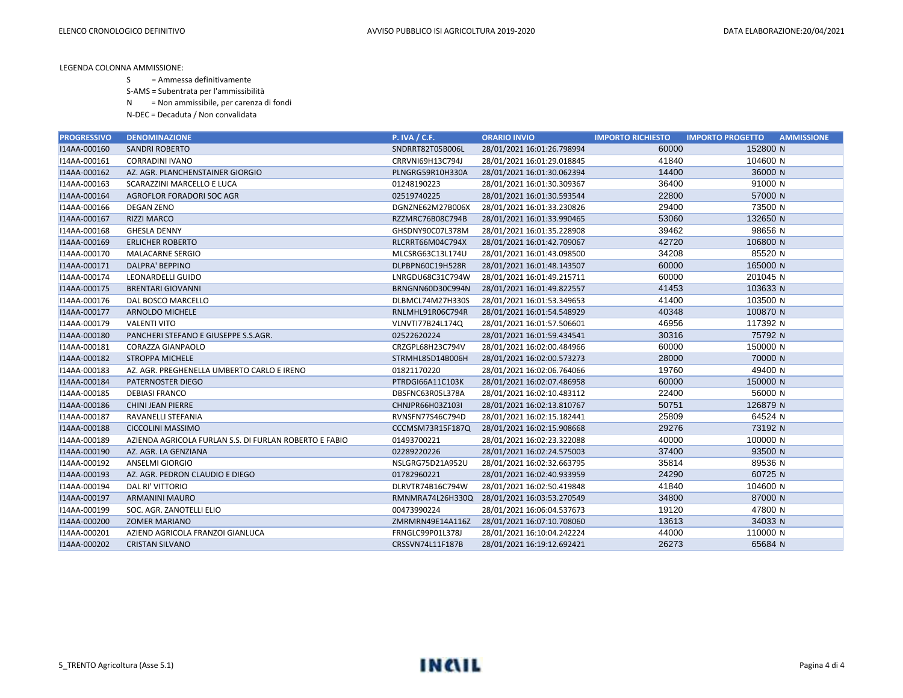LEGENDA COLONNA AMMISSIONE:

S = Ammessa definitivamente

S-AMS = Subentrata per l'ammissibilità

N = Non ammissibile, per carenza di fondi

N-DEC = Decaduta / Non convalidata

| PROGRESSIVO | DENOMINAZIONE | P. IVA / C.F. | ORARIO INVIO | IMPORTO RICHIESTO | IMPORTO PROGETTO | AMMISSIONE |
|---|---|---|---|---|---|---|
| I14AA-000160 | SANDRI ROBERTO | SNDRRT82T05B006L | 28/01/2021 16:01:26.798994 | 60000 | 152800 | N |
| I14AA-000161 | CORRADINI IVANO | CRRVNI69H13C794J | 28/01/2021 16:01:29.018845 | 41840 | 104600 | N |
| I14AA-000162 | AZ. AGR. PLANCHENSTAINER GIORGIO | PLNGRG59R10H330A | 28/01/2021 16:01:30.062394 | 14400 | 36000 | N |
| I14AA-000163 | SCARAZZINI MARCELLO E LUCA | 01248190223 | 28/01/2021 16:01:30.309367 | 36400 | 91000 | N |
| I14AA-000164 | AGROFLOR FORADORI SOC AGR | 02519740225 | 28/01/2021 16:01:30.593544 | 22800 | 57000 | N |
| I14AA-000166 | DEGAN ZENO | DGNZNE62M27B006X | 28/01/2021 16:01:33.230826 | 29400 | 73500 | N |
| I14AA-000167 | RIZZI MARCO | RZZMRC76B08C794B | 28/01/2021 16:01:33.990465 | 53060 | 132650 | N |
| I14AA-000168 | GHESLA DENNY | GHSDNY90C07L378M | 28/01/2021 16:01:35.228908 | 39462 | 98656 | N |
| I14AA-000169 | ERLICHER ROBERTO | RLCRRT66M04C794X | 28/01/2021 16:01:42.709067 | 42720 | 106800 | N |
| I14AA-000170 | MALACARNE SERGIO | MLCSRG63C13L174U | 28/01/2021 16:01:43.098500 | 34208 | 85520 | N |
| I14AA-000171 | DALPRA' BEPPINO | DLPBPN60C19H528R | 28/01/2021 16:01:48.143507 | 60000 | 165000 | N |
| I14AA-000174 | LEONARDELLI GUIDO | LNRGDU68C31C794W | 28/01/2021 16:01:49.215711 | 60000 | 201045 | N |
| I14AA-000175 | BRENTARI GIOVANNI | BRNGNN60D30C994N | 28/01/2021 16:01:49.822557 | 41453 | 103633 | N |
| I14AA-000176 | DAL BOSCO MARCELLO | DLBMCL74M27H330S | 28/01/2021 16:01:53.349653 | 41400 | 103500 | N |
| I14AA-000177 | ARNOLDO MICHELE | RNLMHL91R06C794R | 28/01/2021 16:01:54.548929 | 40348 | 100870 | N |
| I14AA-000179 | VALENTI VITO | VLNVTI77B24L174Q | 28/01/2021 16:01:57.506601 | 46956 | 117392 | N |
| I14AA-000180 | PANCHERI STEFANO E GIUSEPPE S.S.AGR. | 02522620224 | 28/01/2021 16:01:59.434541 | 30316 | 75792 | N |
| I14AA-000181 | CORAZZA GIANPAOLO | CRZGPL68H23C794V | 28/01/2021 16:02:00.484966 | 60000 | 150000 | N |
| I14AA-000182 | STROPPA MICHELE | STRMHL85D14B006H | 28/01/2021 16:02:00.573273 | 28000 | 70000 | N |
| I14AA-000183 | AZ. AGR. PREGHENELLA UMBERTO CARLO E IRENO | 01821170220 | 28/01/2021 16:02:06.764066 | 19760 | 49400 | N |
| I14AA-000184 | PATERNOSTER DIEGO | PTRDGI66A11C103K | 28/01/2021 16:02:07.486958 | 60000 | 150000 | N |
| I14AA-000185 | DEBIASI FRANCO | DBSFNC63R05L378A | 28/01/2021 16:02:10.483112 | 22400 | 56000 | N |
| I14AA-000186 | CHINI JEAN PIERRE | CHNJPR66H03Z103I | 28/01/2021 16:02:13.810767 | 50751 | 126879 | N |
| I14AA-000187 | RAVANELLI STEFANIA | RVNSFN77S46C794D | 28/01/2021 16:02:15.182441 | 25809 | 64524 | N |
| I14AA-000188 | CICCOLINI MASSIMO | CCCMSM73R15F187Q | 28/01/2021 16:02:15.908668 | 29276 | 73192 | N |
| I14AA-000189 | AZIENDA AGRICOLA FURLAN S.S. DI FURLAN ROBERTO E FABIO | 01493700221 | 28/01/2021 16:02:23.322088 | 40000 | 100000 | N |
| I14AA-000190 | AZ. AGR. LA GENZIANA | 02289220226 | 28/01/2021 16:02:24.575003 | 37400 | 93500 | N |
| I14AA-000192 | ANSELMI GIORGIO | NSLGRG75D21A952U | 28/01/2021 16:02:32.663795 | 35814 | 89536 | N |
| I14AA-000193 | AZ. AGR. PEDRON CLAUDIO E DIEGO | 01782960221 | 28/01/2021 16:02:40.933959 | 24290 | 60725 | N |
| I14AA-000194 | DAL RI' VITTORIO | DLRVTR74B16C794W | 28/01/2021 16:02:50.419848 | 41840 | 104600 | N |
| I14AA-000197 | ARMANINI MAURO | RMNMRA74L26H330Q | 28/01/2021 16:03:53.270549 | 34800 | 87000 | N |
| I14AA-000199 | SOC. AGR. ZANOTELLI ELIO | 00473990224 | 28/01/2021 16:06:04.537673 | 19120 | 47800 | N |
| I14AA-000200 | ZOMER MARIANO | ZMRMRN49E14A116Z | 28/01/2021 16:07:10.708060 | 13613 | 34033 | N |
| I14AA-000201 | AZIEND AGRICOLA FRANZOI GIANLUCA | FRNGLC99P01L378J | 28/01/2021 16:10:04.242224 | 44000 | 110000 | N |
| I14AA-000202 | CRISTAN SILVANO | CRSSVN74L11F187B | 28/01/2021 16:19:12.692421 | 26273 | 65684 | N |